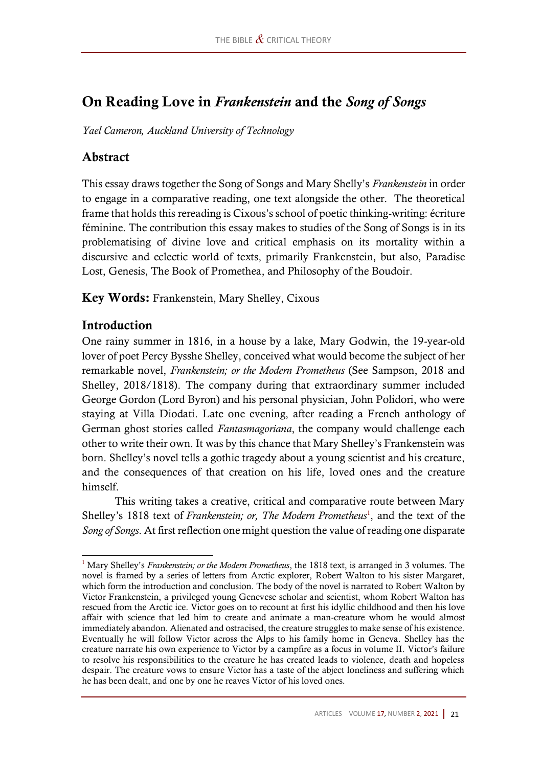# On Reading Love in *Frankenstein* and the *Song of Songs*

*Yael Cameron, Auckland University of Technology*

## Abstract

This essay draws together the Song of Songs and Mary Shelly's *Frankenstein* in order to engage in a comparative reading, one text alongside the other. The theoretical frame that holds this rereading is Cixous's school of poetic thinking-writing: écriture féminine. The contribution this essay makes to studies of the Song of Songs is in its problematising of divine love and critical emphasis on its mortality within a discursive and eclectic world of texts, primarily Frankenstein, but also, Paradise Lost, Genesis, The Book of Promethea, and Philosophy of the Boudoir.

**Key Words:** Frankenstein, Mary Shelley, Cixous

## Introduction

One rainy summer in 1816, in a house by a lake, Mary Godwin, the 19-year-old lover of poet Percy Bysshe Shelley, conceived what would become the subject of her remarkable novel, *Frankenstein; or the Modern Prometheus* (See Sampson, 2018 and Shelley, 2018/1818). The company during that extraordinary summer included George Gordon (Lord Byron) and his personal physician, John Polidori, who were staying at Villa Diodati. Late one evening, after reading a French anthology of German ghost stories called *Fantasmagoriana*, the company would challenge each other to write their own. It was by this chance that Mary Shelley's Frankenstein was born. Shelley's novel tells a gothic tragedy about a young scientist and his creature, and the consequences of that creation on his life, loved ones and the creature himself.

This writing takes a creative, critical and comparative route between Mary Shelley's 1818 text of *Frankenstein; or, The Modern Prometheus*[1], and the text of the *Song of Songs*. At first reflection one might question the value of reading one disparate

[1] Mary Shelley's *Frankenstein; or the Modern Prometheus*, the 1818 text, is arranged in 3 volumes. The novel is framed by a series of letters from Arctic explorer, Robert Walton to his sister Margaret, which form the introduction and conclusion. The body of the novel is narrated to Robert Walton by Victor Frankenstein, a privileged young Genevese scholar and scientist, whom Robert Walton has rescued from the Arctic ice. Victor goes on to recount at first his idyllic childhood and then his love affair with science that led him to create and animate a man-creature whom he would almost immediately abandon. Alienated and ostracised, the creature struggles to make sense of his existence. Eventually he will follow Victor across the Alps to his family home in Geneva. Shelley has the creature narrate his own experience to Victor by a campfire as a focus in volume II. Victor's failure to resolve his responsibilities to the creature he has created leads to violence, death and hopeless despair. The creature vows to ensure Victor has a taste of the abject loneliness and suffering which he has been dealt, and one by one he reaves Victor of his loved ones.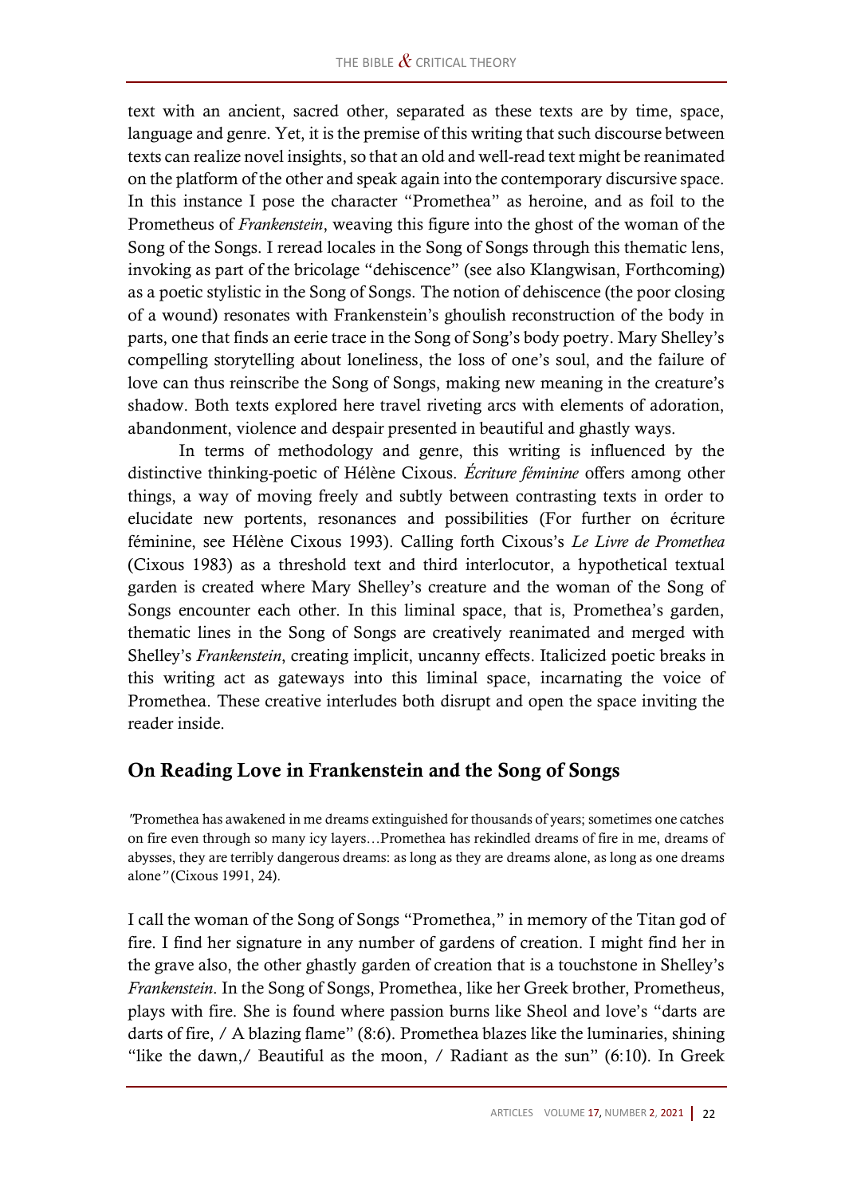text with an ancient, sacred other, separated as these texts are by time, space, language and genre. Yet, it is the premise of this writing that such discourse between texts can realize novel insights, so that an old and well-read text might be reanimated on the platform of the other and speak again into the contemporary discursive space. In this instance I pose the character "Promethea" as heroine, and as foil to the Prometheus of *Frankenstein*, weaving this figure into the ghost of the woman of the Song of the Songs. I reread locales in the Song of Songs through this thematic lens, invoking as part of the bricolage "dehiscence" (see also Klangwisan, Forthcoming) as a poetic stylistic in the Song of Songs. The notion of dehiscence (the poor closing of a wound) resonates with Frankenstein's ghoulish reconstruction of the body in parts, one that finds an eerie trace in the Song of Song's body poetry. Mary Shelley's compelling storytelling about loneliness, the loss of one's soul, and the failure of love can thus reinscribe the Song of Songs, making new meaning in the creature's shadow. Both texts explored here travel riveting arcs with elements of adoration, abandonment, violence and despair presented in beautiful and ghastly ways.

In terms of methodology and genre, this writing is influenced by the distinctive thinking-poetic of Hélène Cixous. *Écriture féminine* offers among other things, a way of moving freely and subtly between contrasting texts in order to elucidate new portents, resonances and possibilities (For further on écriture féminine, see Hélène Cixous 1993). Calling forth Cixous's *Le Livre de Promethea* (Cixous 1983) as a threshold text and third interlocutor, a hypothetical textual garden is created where Mary Shelley's creature and the woman of the Song of Songs encounter each other. In this liminal space, that is, Promethea's garden, thematic lines in the Song of Songs are creatively reanimated and merged with Shelley's *Frankenstein*, creating implicit, uncanny effects. Italicized poetic breaks in this writing act as gateways into this liminal space, incarnating the voice of Promethea. These creative interludes both disrupt and open the space inviting the reader inside.

## On Reading Love in Frankenstein and the Song of Songs

*"Promethea has awakened in me dreams extinguished for thousands of years; sometimes one catches on fire even through so many icy layers…Promethea has rekindled dreams of fire in me, dreams of abysses, they are terribly dangerous dreams: as long as they are dreams alone, as long as one dreams alone"* (Cixous 1991, 24).

I call the woman of the Song of Songs "Promethea," in memory of the Titan god of fire. I find her signature in any number of gardens of creation. I might find her in the grave also, the other ghastly garden of creation that is a touchstone in Shelley's *Frankenstein*. In the Song of Songs, Promethea, like her Greek brother, Prometheus, plays with fire. She is found where passion burns like Sheol and love's "darts are darts of fire, / A blazing flame" (8:6). Promethea blazes like the luminaries, shining "like the dawn,/ Beautiful as the moon, / Radiant as the sun" (6:10). In Greek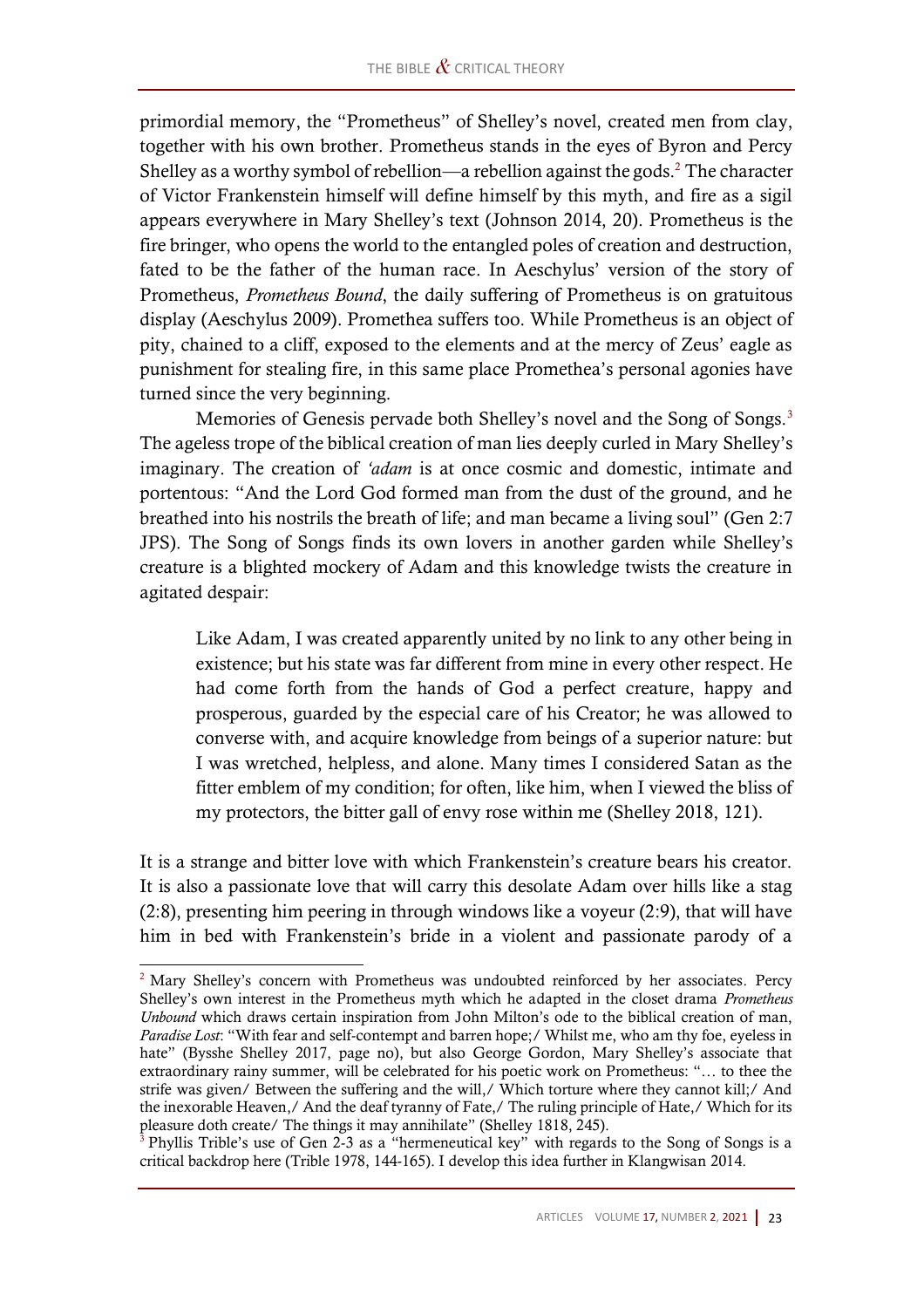primordial memory, the "Prometheus" of Shelley's novel, created men from clay, together with his own brother. Prometheus stands in the eyes of Byron and Percy Shelley as a worthy symbol of rebellion—a rebellion against the gods.[2] The character of Victor Frankenstein himself will define himself by this myth, and fire as a sigil appears everywhere in Mary Shelley's text (Johnson 2014, 20). Prometheus is the fire bringer, who opens the world to the entangled poles of creation and destruction, fated to be the father of the human race. In Aeschylus' version of the story of Prometheus, *Prometheus Bound*, the daily suffering of Prometheus is on gratuitous display (Aeschylus 2009). Promethea suffers too. While Prometheus is an object of pity, chained to a cliff, exposed to the elements and at the mercy of Zeus' eagle as punishment for stealing fire, in this same place Promethea's personal agonies have turned since the very beginning.

Memories of Genesis pervade both Shelley's novel and the Song of Songs.[3] The ageless trope of the biblical creation of man lies deeply curled in Mary Shelley's imaginary. The creation of *'adam* is at once cosmic and domestic, intimate and portentous: "And the Lord God formed man from the dust of the ground, and he breathed into his nostrils the breath of life; and man became a living soul" (Gen 2:7 JPS). The Song of Songs finds its own lovers in another garden while Shelley's creature is a blighted mockery of Adam and this knowledge twists the creature in agitated despair:

> Like Adam, I was created apparently united by no link to any other being in existence; but his state was far different from mine in every other respect. He had come forth from the hands of God a perfect creature, happy and prosperous, guarded by the especial care of his Creator; he was allowed to converse with, and acquire knowledge from beings of a superior nature: but I was wretched, helpless, and alone. Many times I considered Satan as the fitter emblem of my condition; for often, like him, when I viewed the bliss of my protectors, the bitter gall of envy rose within me (Shelley 2018, 121).

It is a strange and bitter love with which Frankenstein's creature bears his creator. It is also a passionate love that will carry this desolate Adam over hills like a stag (2:8), presenting him peering in through windows like a voyeur (2:9), that will have him in bed with Frankenstein's bride in a violent and passionate parody of a

---

[2] Mary Shelley's concern with Prometheus was undoubted reinforced by her associates. Percy Shelley's own interest in the Prometheus myth which he adapted in the closet drama *Prometheus Unbound* which draws certain inspiration from John Milton's ode to the biblical creation of man, *Paradise Lost*: "With fear and self-contempt and barren hope;/ Whilst me, who am thy foe, eyeless in hate" (Bysshe Shelley 2017, page no), but also George Gordon, Mary Shelley's associate that extraordinary rainy summer, will be celebrated for his poetic work on Prometheus: "… to thee the strife was given/ Between the suffering and the will,/ Which torture where they cannot kill;/ And the inexorable Heaven,/ And the deaf tyranny of Fate,/ The ruling principle of Hate,/ Which for its pleasure doth create/ The things it may annihilate" (Shelley 1818, 245).

[3] Phyllis Trible's use of Gen 2-3 as a "hermeneutical key" with regards to the Song of Songs is a critical backdrop here (Trible 1978, 144-165). I develop this idea further in Klangwisan 2014.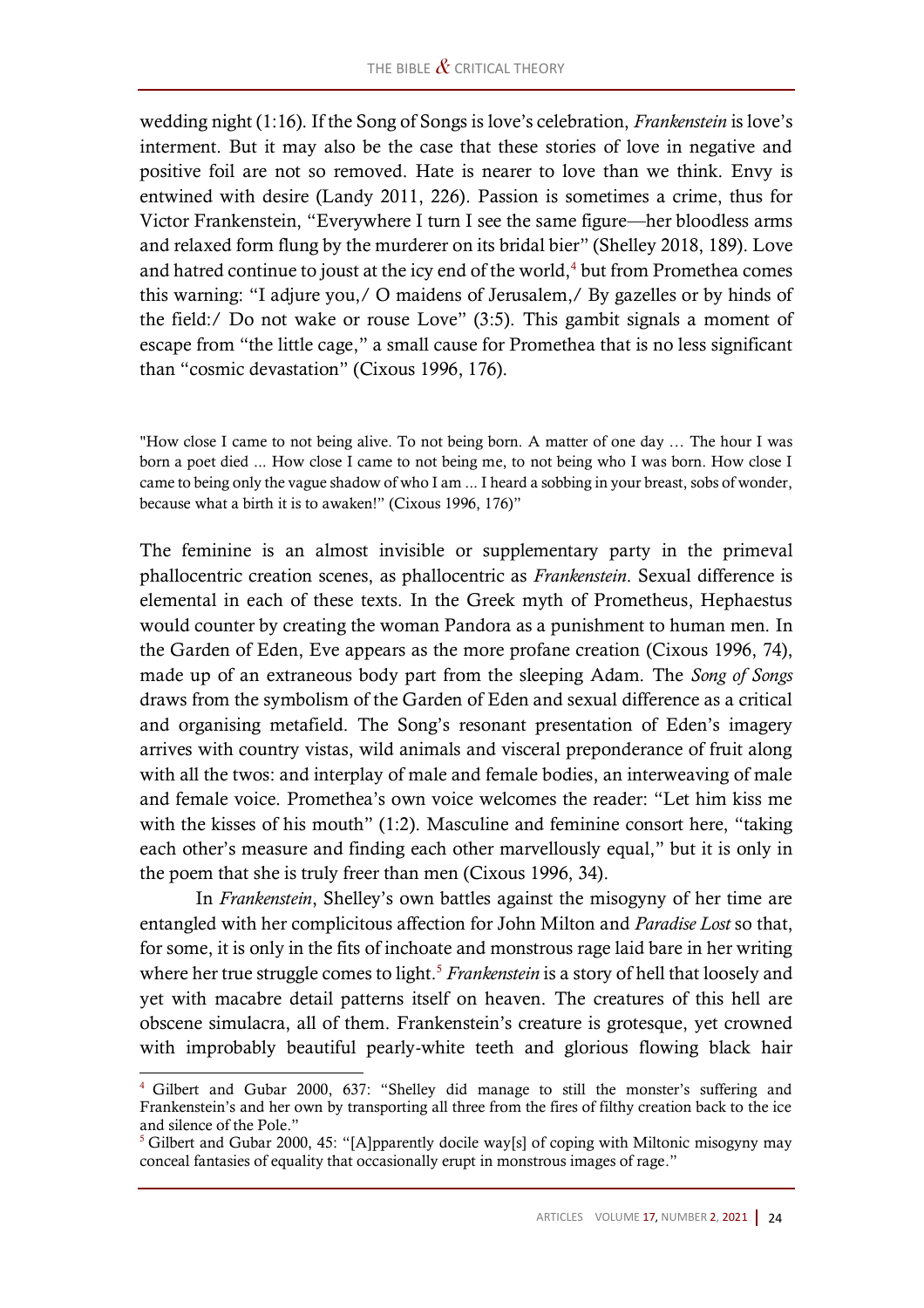wedding night (1:16). If the Song of Songs is love's celebration, *Frankenstein* is love's interment. But it may also be the case that these stories of love in negative and positive foil are not so removed. Hate is nearer to love than we think. Envy is entwined with desire (Landy 2011, 226). Passion is sometimes a crime, thus for Victor Frankenstein, "Everywhere I turn I see the same figure—her bloodless arms and relaxed form flung by the murderer on its bridal bier" (Shelley 2018, 189). Love and hatred continue to joust at the icy end of the world,[4] but from Promethea comes this warning: "I adjure you,/ O maidens of Jerusalem,/ By gazelles or by hinds of the field:/ Do not wake or rouse Love" (3:5). This gambit signals a moment of escape from "the little cage," a small cause for Promethea that is no less significant than "cosmic devastation" (Cixous 1996, 176).

"How close I came to not being alive. To not being born. A matter of one day … The hour I was born a poet died ... How close I came to not being me, to not being who I was born. How close I came to being only the vague shadow of who I am ... I heard a sobbing in your breast, sobs of wonder, because what a birth it is to awaken!" (Cixous 1996, 176)"

The feminine is an almost invisible or supplementary party in the primeval phallocentric creation scenes, as phallocentric as *Frankenstein*. Sexual difference is elemental in each of these texts. In the Greek myth of Prometheus, Hephaestus would counter by creating the woman Pandora as a punishment to human men. In the Garden of Eden, Eve appears as the more profane creation (Cixous 1996, 74), made up of an extraneous body part from the sleeping Adam. The *Song of Songs* draws from the symbolism of the Garden of Eden and sexual difference as a critical and organising metafield. The Song's resonant presentation of Eden's imagery arrives with country vistas, wild animals and visceral preponderance of fruit along with all the twos: and interplay of male and female bodies, an interweaving of male and female voice. Promethea's own voice welcomes the reader: "Let him kiss me with the kisses of his mouth" (1:2). Masculine and feminine consort here, "taking each other's measure and finding each other marvellously equal," but it is only in the poem that she is truly freer than men (Cixous 1996, 34).

In *Frankenstein*, Shelley's own battles against the misogyny of her time are entangled with her complicitous affection for John Milton and *Paradise Lost* so that, for some, it is only in the fits of inchoate and monstrous rage laid bare in her writing where her true struggle comes to light.[5] *Frankenstein* is a story of hell that loosely and yet with macabre detail patterns itself on heaven. The creatures of this hell are obscene simulacra, all of them. Frankenstein's creature is grotesque, yet crowned with improbably beautiful pearly-white teeth and glorious flowing black hair

[4] Gilbert and Gubar 2000, 637: "Shelley did manage to still the monster's suffering and Frankenstein's and her own by transporting all three from the fires of filthy creation back to the ice and silence of the Pole."

[5] Gilbert and Gubar 2000, 45: "[A]pparently docile way[s] of coping with Miltonic misogyny may conceal fantasies of equality that occasionally erupt in monstrous images of rage."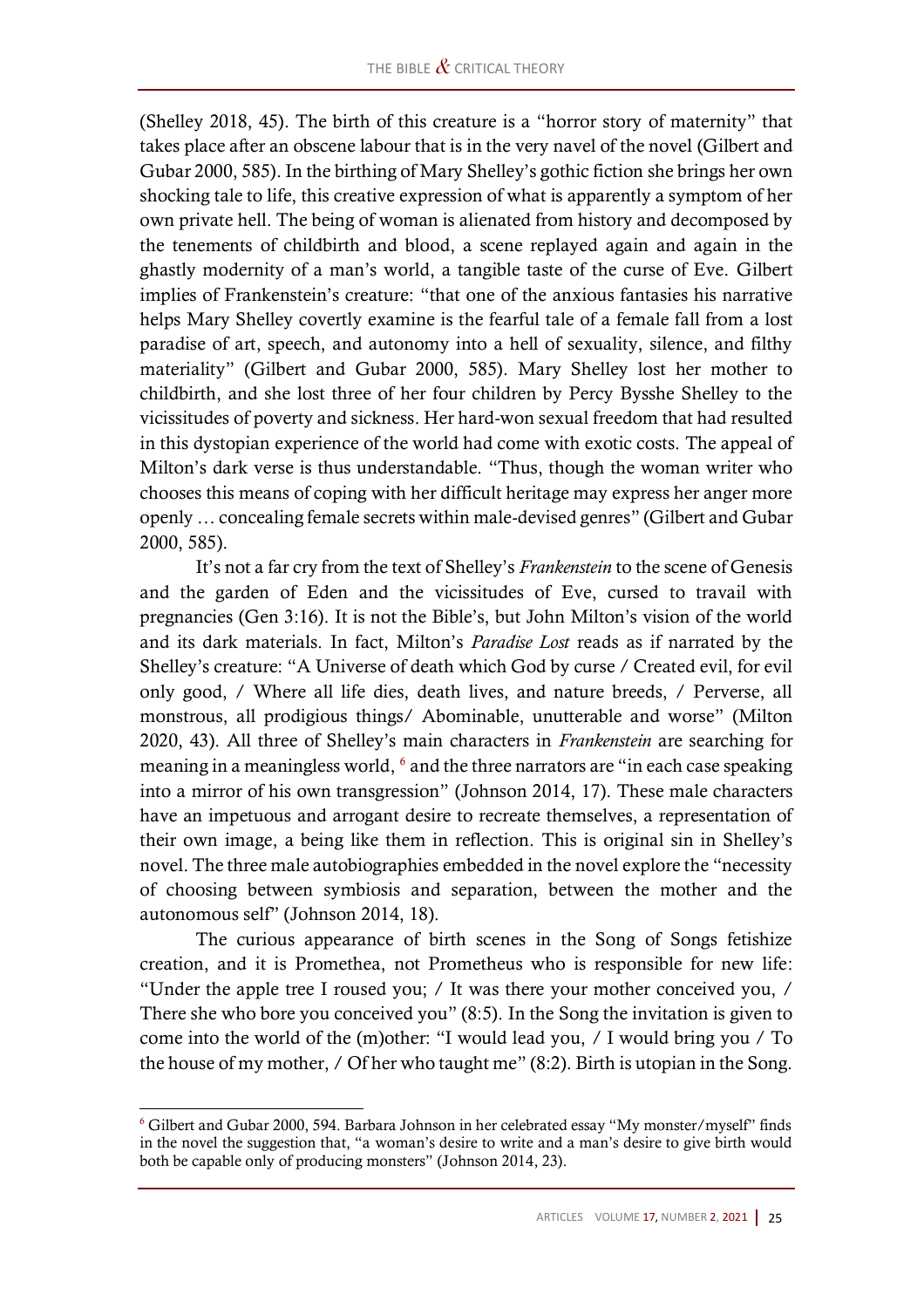(Shelley 2018, 45). The birth of this creature is a "horror story of maternity" that takes place after an obscene labour that is in the very navel of the novel (Gilbert and Gubar 2000, 585). In the birthing of Mary Shelley's gothic fiction she brings her own shocking tale to life, this creative expression of what is apparently a symptom of her own private hell. The being of woman is alienated from history and decomposed by the tenements of childbirth and blood, a scene replayed again and again in the ghastly modernity of a man's world, a tangible taste of the curse of Eve. Gilbert implies of Frankenstein's creature: "that one of the anxious fantasies his narrative helps Mary Shelley covertly examine is the fearful tale of a female fall from a lost paradise of art, speech, and autonomy into a hell of sexuality, silence, and filthy materiality" (Gilbert and Gubar 2000, 585). Mary Shelley lost her mother to childbirth, and she lost three of her four children by Percy Bysshe Shelley to the vicissitudes of poverty and sickness. Her hard-won sexual freedom that had resulted in this dystopian experience of the world had come with exotic costs. The appeal of Milton's dark verse is thus understandable. "Thus, though the woman writer who chooses this means of coping with her difficult heritage may express her anger more openly … concealing female secrets within male-devised genres" (Gilbert and Gubar 2000, 585).

It's not a far cry from the text of Shelley's *Frankenstein* to the scene of Genesis and the garden of Eden and the vicissitudes of Eve, cursed to travail with pregnancies (Gen 3:16). It is not the Bible's, but John Milton's vision of the world and its dark materials. In fact, Milton's *Paradise Lost* reads as if narrated by the Shelley's creature: "A Universe of death which God by curse / Created evil, for evil only good, / Where all life dies, death lives, and nature breeds, / Perverse, all monstrous, all prodigious things/ Abominable, unutterable and worse" (Milton 2020, 43). All three of Shelley's main characters in *Frankenstein* are searching for meaning in a meaningless world, [6] and the three narrators are "in each case speaking into a mirror of his own transgression" (Johnson 2014, 17). These male characters have an impetuous and arrogant desire to recreate themselves, a representation of their own image, a being like them in reflection. This is original sin in Shelley's novel. The three male autobiographies embedded in the novel explore the "necessity of choosing between symbiosis and separation, between the mother and the autonomous self" (Johnson 2014, 18).

The curious appearance of birth scenes in the Song of Songs fetishize creation, and it is Promethea, not Prometheus who is responsible for new life: "Under the apple tree I roused you; / It was there your mother conceived you, / There she who bore you conceived you" (8:5). In the Song the invitation is given to come into the world of the (m)other: "I would lead you, / I would bring you / To the house of my mother, / Of her who taught me" (8:2). Birth is utopian in the Song.

---

[6] Gilbert and Gubar 2000, 594. Barbara Johnson in her celebrated essay "My monster/myself" finds in the novel the suggestion that, "a woman's desire to write and a man's desire to give birth would both be capable only of producing monsters" (Johnson 2014, 23).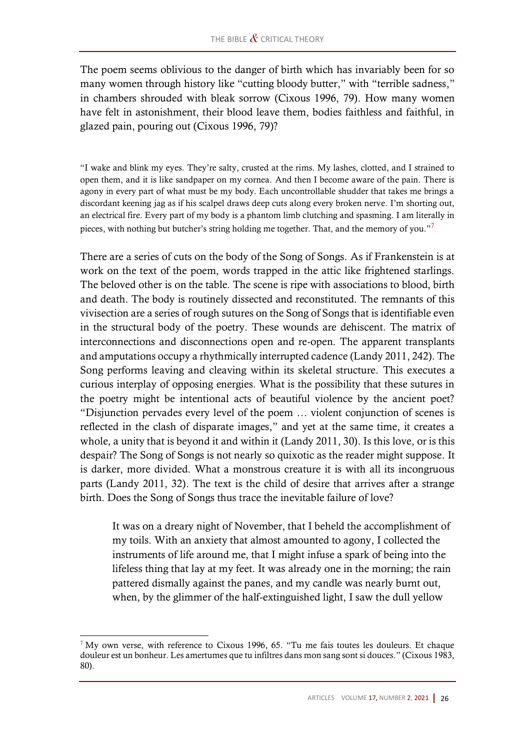The poem seems oblivious to the danger of birth which has invariably been for so many women through history like "cutting bloody butter," with "terrible sadness," in chambers shrouded with bleak sorrow (Cixous 1996, 79). How many women have felt in astonishment, their blood leave them, bodies faithless and faithful, in glazed pain, pouring out (Cixous 1996, 79)?

"I wake and blink my eyes. They're salty, crusted at the rims. My lashes, clotted, and I strained to open them, and it is like sandpaper on my cornea. And then I become aware of the pain. There is agony in every part of what must be my body. Each uncontrollable shudder that takes me brings a discordant keening jag as if his scalpel draws deep cuts along every broken nerve. I'm shorting out, an electrical fire. Every part of my body is a phantom limb clutching and spasming. I am literally in pieces, with nothing but butcher's string holding me together. That, and the memory of you."[7]

There are a series of cuts on the body of the Song of Songs. As if Frankenstein is at work on the text of the poem, words trapped in the attic like frightened starlings. The beloved other is on the table. The scene is ripe with associations to blood, birth and death. The body is routinely dissected and reconstituted. The remnants of this vivisection are a series of rough sutures on the Song of Songs that is identifiable even in the structural body of the poetry. These wounds are dehiscent. The matrix of interconnections and disconnections open and re-open. The apparent transplants and amputations occupy a rhythmically interrupted cadence (Landy 2011, 242). The Song performs leaving and cleaving within its skeletal structure. This executes a curious interplay of opposing energies. What is the possibility that these sutures in the poetry might be intentional acts of beautiful violence by the ancient poet? "Disjunction pervades every level of the poem … violent conjunction of scenes is reflected in the clash of disparate images," and yet at the same time, it creates a whole, a unity that is beyond it and within it (Landy 2011, 30). Is this love, or is this despair? The Song of Songs is not nearly so quixotic as the reader might suppose. It is darker, more divided. What a monstrous creature it is with all its incongruous parts (Landy 2011, 32). The text is the child of desire that arrives after a strange birth. Does the Song of Songs thus trace the inevitable failure of love?

> It was on a dreary night of November, that I beheld the accomplishment of my toils. With an anxiety that almost amounted to agony, I collected the instruments of life around me, that I might infuse a spark of being into the lifeless thing that lay at my feet. It was already one in the morning; the rain pattered dismally against the panes, and my candle was nearly burnt out, when, by the glimmer of the half-extinguished light, I saw the dull yellow

---

[7] My own verse, with reference to Cixous 1996, 65. "Tu me fais toutes les douleurs. Et chaque douleur est un bonheur. Les amertumes que tu infiltres dans mon sang sont si douces." (Cixous 1983, 80).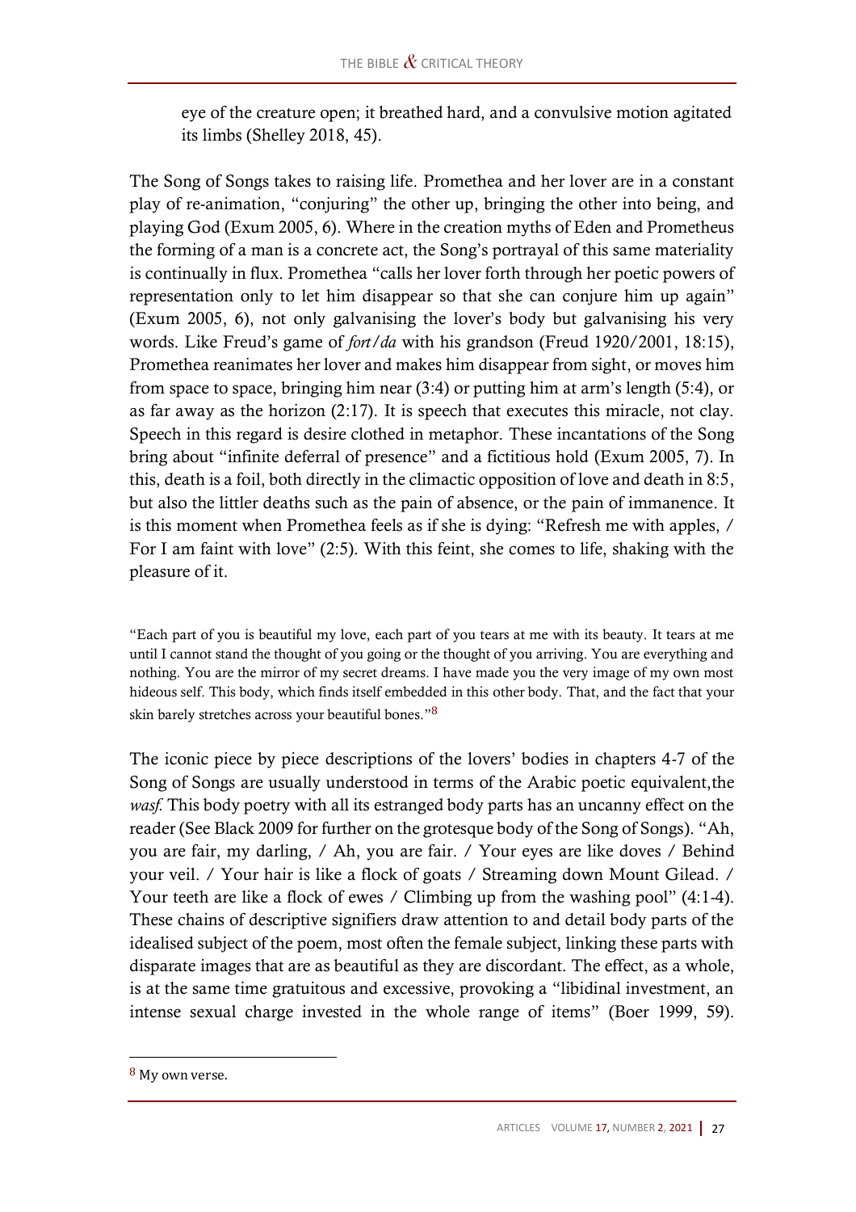> eye of the creature open; it breathed hard, and a convulsive motion agitated its limbs (Shelley 2018, 45).

The Song of Songs takes to raising life. Promethea and her lover are in a constant play of re-animation, "conjuring" the other up, bringing the other into being, and playing God (Exum 2005, 6). Where in the creation myths of Eden and Prometheus the forming of a man is a concrete act, the Song's portrayal of this same materiality is continually in flux. Promethea "calls her lover forth through her poetic powers of representation only to let him disappear so that she can conjure him up again" (Exum 2005, 6), not only galvanising the lover's body but galvanising his very words. Like Freud's game of *fort/da* with his grandson (Freud 1920/2001, 18:15), Promethea reanimates her lover and makes him disappear from sight, or moves him from space to space, bringing him near (3:4) or putting him at arm's length (5:4), or as far away as the horizon (2:17). It is speech that executes this miracle, not clay. Speech in this regard is desire clothed in metaphor. These incantations of the Song bring about "infinite deferral of presence" and a fictitious hold (Exum 2005, 7). In this, death is a foil, both directly in the climactic opposition of love and death in 8:5, but also the littler deaths such as the pain of absence, or the pain of immanence. It is this moment when Promethea feels as if she is dying: "Refresh me with apples, / For I am faint with love" (2:5). With this feint, she comes to life, shaking with the pleasure of it.

"Each part of you is beautiful my love, each part of you tears at me with its beauty. It tears at me until I cannot stand the thought of you going or the thought of you arriving. You are everything and nothing. You are the mirror of my secret dreams. I have made you the very image of my own most hideous self. This body, which finds itself embedded in this other body. That, and the fact that your skin barely stretches across your beautiful bones."[8]

The iconic piece by piece descriptions of the lovers' bodies in chapters 4-7 of the Song of Songs are usually understood in terms of the Arabic poetic equivalent,the *wasf.* This body poetry with all its estranged body parts has an uncanny effect on the reader (See Black 2009 for further on the grotesque body of the Song of Songs). "Ah, you are fair, my darling, / Ah, you are fair. / Your eyes are like doves / Behind your veil. / Your hair is like a flock of goats / Streaming down Mount Gilead. / Your teeth are like a flock of ewes / Climbing up from the washing pool" (4:1-4). These chains of descriptive signifiers draw attention to and detail body parts of the idealised subject of the poem, most often the female subject, linking these parts with disparate images that are as beautiful as they are discordant. The effect, as a whole, is at the same time gratuitous and excessive, provoking a "libidinal investment, an intense sexual charge invested in the whole range of items" (Boer 1999, 59).

[8] My own verse.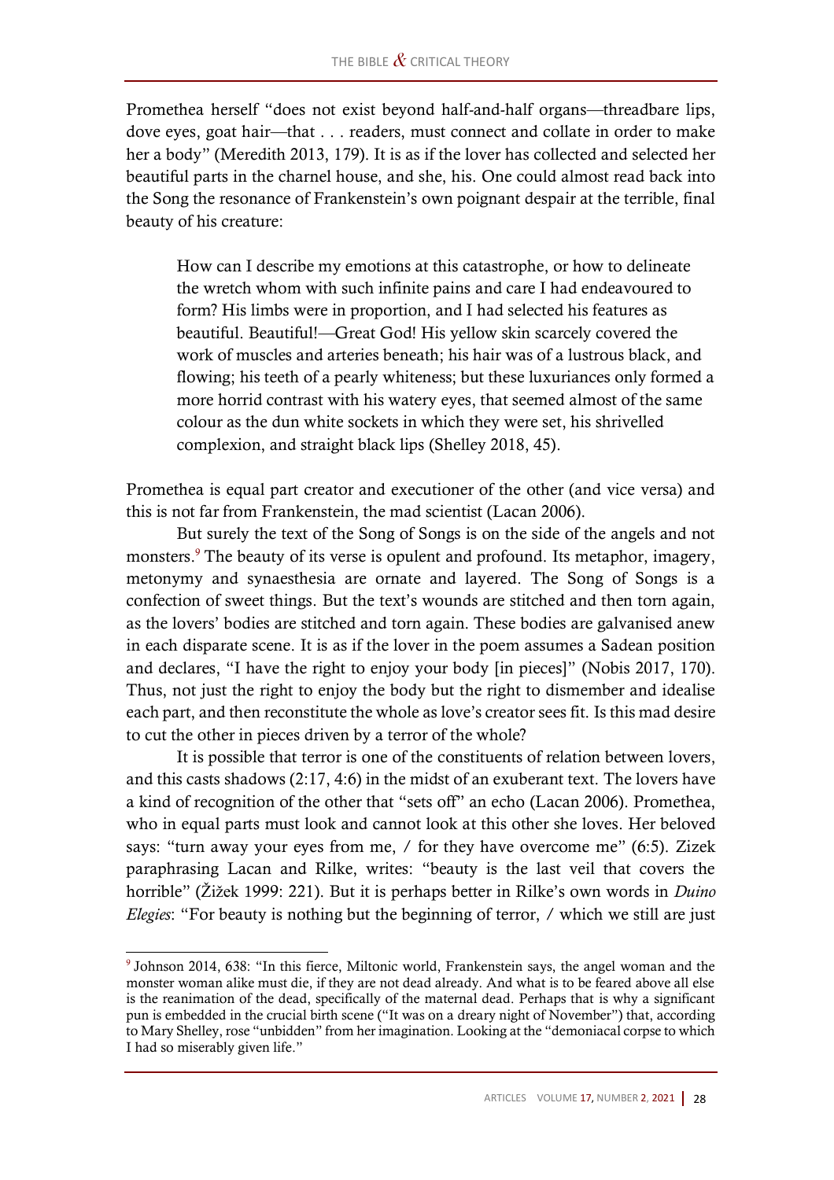Promethea herself "does not exist beyond half-and-half organs—threadbare lips, dove eyes, goat hair—that . . . readers, must connect and collate in order to make her a body" (Meredith 2013, 179). It is as if the lover has collected and selected her beautiful parts in the charnel house, and she, his. One could almost read back into the Song the resonance of Frankenstein's own poignant despair at the terrible, final beauty of his creature:

> How can I describe my emotions at this catastrophe, or how to delineate the wretch whom with such infinite pains and care I had endeavoured to form? His limbs were in proportion, and I had selected his features as beautiful. Beautiful!—Great God! His yellow skin scarcely covered the work of muscles and arteries beneath; his hair was of a lustrous black, and flowing; his teeth of a pearly whiteness; but these luxuriances only formed a more horrid contrast with his watery eyes, that seemed almost of the same colour as the dun white sockets in which they were set, his shrivelled complexion, and straight black lips (Shelley 2018, 45).

Promethea is equal part creator and executioner of the other (and vice versa) and this is not far from Frankenstein, the mad scientist (Lacan 2006).

But surely the text of the Song of Songs is on the side of the angels and not monsters.[9] The beauty of its verse is opulent and profound. Its metaphor, imagery, metonymy and synaesthesia are ornate and layered. The Song of Songs is a confection of sweet things. But the text's wounds are stitched and then torn again, as the lovers' bodies are stitched and torn again. These bodies are galvanised anew in each disparate scene. It is as if the lover in the poem assumes a Sadean position and declares, "I have the right to enjoy your body [in pieces]" (Nobis 2017, 170). Thus, not just the right to enjoy the body but the right to dismember and idealise each part, and then reconstitute the whole as love's creator sees fit. Is this mad desire to cut the other in pieces driven by a terror of the whole?

It is possible that terror is one of the constituents of relation between lovers, and this casts shadows (2:17, 4:6) in the midst of an exuberant text. The lovers have a kind of recognition of the other that "sets off" an echo (Lacan 2006). Promethea, who in equal parts must look and cannot look at this other she loves. Her beloved says: "turn away your eyes from me, / for they have overcome me" (6:5). Zizek paraphrasing Lacan and Rilke, writes: "beauty is the last veil that covers the horrible" (Žižek 1999: 221). But it is perhaps better in Rilke's own words in *Duino Elegies*: "For beauty is nothing but the beginning of terror, / which we still are just

---

[9] Johnson 2014, 638: "In this fierce, Miltonic world, Frankenstein says, the angel woman and the monster woman alike must die, if they are not dead already. And what is to be feared above all else is the reanimation of the dead, specifically of the maternal dead. Perhaps that is why a significant pun is embedded in the crucial birth scene ("It was on a dreary night of November") that, according to Mary Shelley, rose "unbidden" from her imagination. Looking at the "demoniacal corpse to which I had so miserably given life."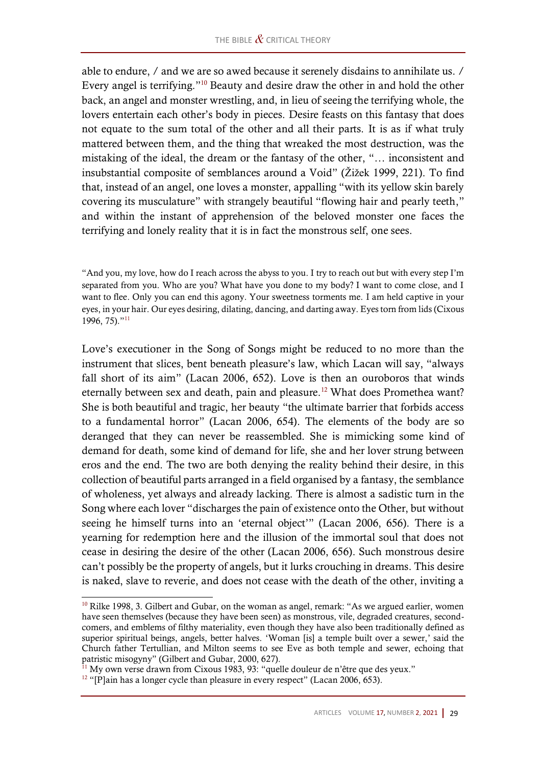able to endure, / and we are so awed because it serenely disdains to annihilate us. / Every angel is terrifying."[10] Beauty and desire draw the other in and hold the other back, an angel and monster wrestling, and, in lieu of seeing the terrifying whole, the lovers entertain each other's body in pieces. Desire feasts on this fantasy that does not equate to the sum total of the other and all their parts. It is as if what truly mattered between them, and the thing that wreaked the most destruction, was the mistaking of the ideal, the dream or the fantasy of the other, "… inconsistent and insubstantial composite of semblances around a Void" (Žižek 1999, 221). To find that, instead of an angel, one loves a monster, appalling "with its yellow skin barely covering its musculature" with strangely beautiful "flowing hair and pearly teeth," and within the instant of apprehension of the beloved monster one faces the terrifying and lonely reality that it is in fact the monstrous self, one sees.

> "And you, my love, how do I reach across the abyss to you. I try to reach out but with every step I'm separated from you. Who are you? What have you done to my body? I want to come close, and I want to flee. Only you can end this agony. Your sweetness torments me. I am held captive in your eyes, in your hair. Our eyes desiring, dilating, dancing, and darting away. Eyes torn from lids (Cixous 1996, 75)."[11]

Love's executioner in the Song of Songs might be reduced to no more than the instrument that slices, bent beneath pleasure's law, which Lacan will say, "always fall short of its aim" (Lacan 2006, 652). Love is then an ouroboros that winds eternally between sex and death, pain and pleasure.[12] What does Promethea want? She is both beautiful and tragic, her beauty "the ultimate barrier that forbids access to a fundamental horror" (Lacan 2006, 654). The elements of the body are so deranged that they can never be reassembled. She is mimicking some kind of demand for death, some kind of demand for life, she and her lover strung between eros and the end. The two are both denying the reality behind their desire, in this collection of beautiful parts arranged in a field organised by a fantasy, the semblance of wholeness, yet always and already lacking. There is almost a sadistic turn in the Song where each lover "discharges the pain of existence onto the Other, but without seeing he himself turns into an 'eternal object'" (Lacan 2006, 656). There is a yearning for redemption here and the illusion of the immortal soul that does not cease in desiring the desire of the other (Lacan 2006, 656). Such monstrous desire can't possibly be the property of angels, but it lurks crouching in dreams. This desire is naked, slave to reverie, and does not cease with the death of the other, inviting a

---

[10] Rilke 1998, 3. Gilbert and Gubar, on the woman as angel, remark: "As we argued earlier, women have seen themselves (because they have been seen) as monstrous, vile, degraded creatures, second-comers, and emblems of filthy materiality, even though they have also been traditionally defined as superior spiritual beings, angels, better halves. 'Woman [is] a temple built over a sewer,' said the Church father Tertullian, and Milton seems to see Eve as both temple and sewer, echoing that patristic misogyny" (Gilbert and Gubar, 2000, 627).

[11] My own verse drawn from Cixous 1983, 93: "quelle douleur de n'être que des yeux."

[12] "[P]ain has a longer cycle than pleasure in every respect" (Lacan 2006, 653).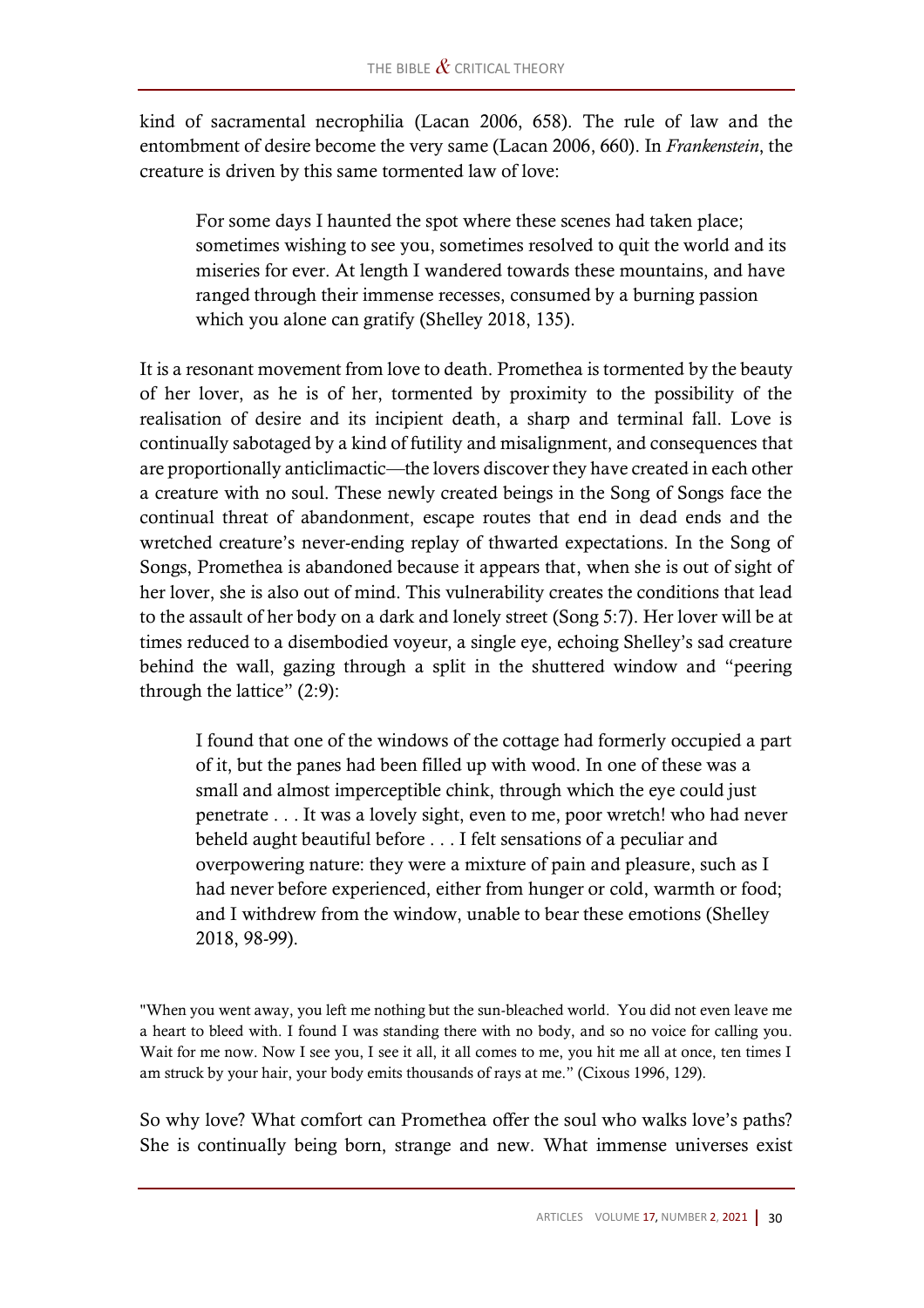kind of sacramental necrophilia (Lacan 2006, 658). The rule of law and the entombment of desire become the very same (Lacan 2006, 660). In *Frankenstein*, the creature is driven by this same tormented law of love:

> For some days I haunted the spot where these scenes had taken place; sometimes wishing to see you, sometimes resolved to quit the world and its miseries for ever. At length I wandered towards these mountains, and have ranged through their immense recesses, consumed by a burning passion which you alone can gratify (Shelley 2018, 135).

It is a resonant movement from love to death. Promethea is tormented by the beauty of her lover, as he is of her, tormented by proximity to the possibility of the realisation of desire and its incipient death, a sharp and terminal fall. Love is continually sabotaged by a kind of futility and misalignment, and consequences that are proportionally anticlimactic—the lovers discover they have created in each other a creature with no soul. These newly created beings in the Song of Songs face the continual threat of abandonment, escape routes that end in dead ends and the wretched creature's never-ending replay of thwarted expectations. In the Song of Songs, Promethea is abandoned because it appears that, when she is out of sight of her lover, she is also out of mind. This vulnerability creates the conditions that lead to the assault of her body on a dark and lonely street (Song 5:7). Her lover will be at times reduced to a disembodied voyeur, a single eye, echoing Shelley's sad creature behind the wall, gazing through a split in the shuttered window and "peering through the lattice" (2:9):

> I found that one of the windows of the cottage had formerly occupied a part of it, but the panes had been filled up with wood. In one of these was a small and almost imperceptible chink, through which the eye could just penetrate . . . It was a lovely sight, even to me, poor wretch! who had never beheld aught beautiful before . . . I felt sensations of a peculiar and overpowering nature: they were a mixture of pain and pleasure, such as I had never before experienced, either from hunger or cold, warmth or food; and I withdrew from the window, unable to bear these emotions (Shelley 2018, 98-99).

"When you went away, you left me nothing but the sun-bleached world. You did not even leave me a heart to bleed with. I found I was standing there with no body, and so no voice for calling you. Wait for me now. Now I see you, I see it all, it all comes to me, you hit me all at once, ten times I am struck by your hair, your body emits thousands of rays at me." (Cixous 1996, 129).

So why love? What comfort can Promethea offer the soul who walks love's paths? She is continually being born, strange and new. What immense universes exist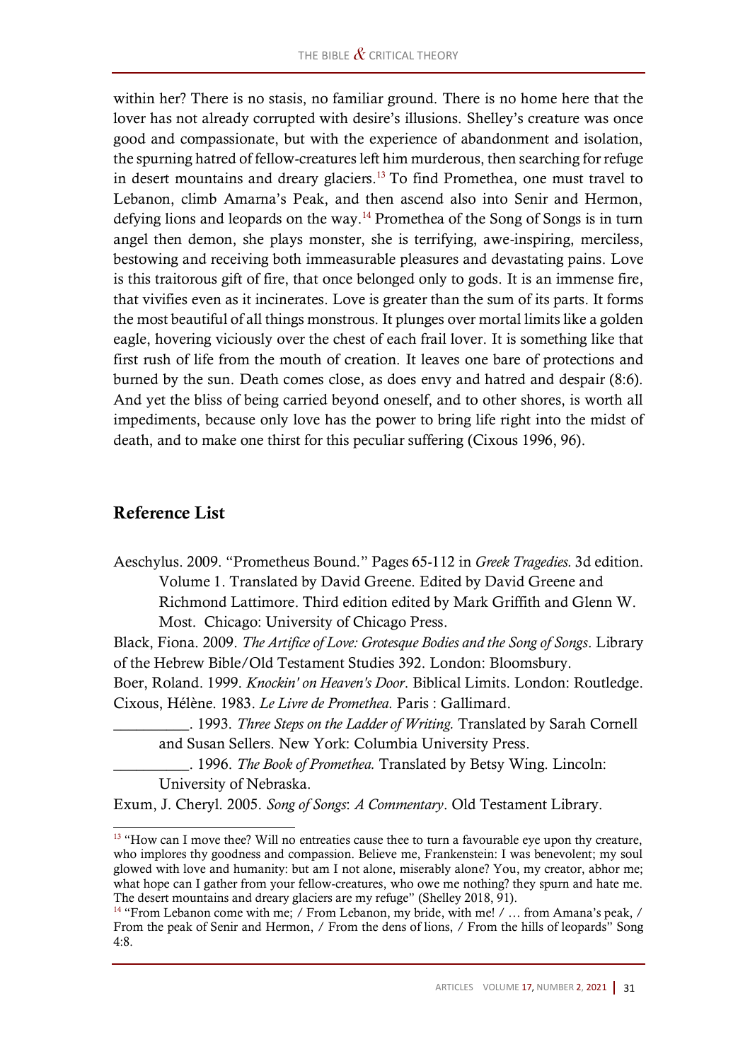within her? There is no stasis, no familiar ground. There is no home here that the lover has not already corrupted with desire's illusions. Shelley's creature was once good and compassionate, but with the experience of abandonment and isolation, the spurning hatred of fellow-creatures left him murderous, then searching for refuge in desert mountains and dreary glaciers.[13] To find Promethea, one must travel to Lebanon, climb Amarna's Peak, and then ascend also into Senir and Hermon, defying lions and leopards on the way.[14] Promethea of the Song of Songs is in turn angel then demon, she plays monster, she is terrifying, awe-inspiring, merciless, bestowing and receiving both immeasurable pleasures and devastating pains. Love is this traitorous gift of fire, that once belonged only to gods. It is an immense fire, that vivifies even as it incinerates. Love is greater than the sum of its parts. It forms the most beautiful of all things monstrous. It plunges over mortal limits like a golden eagle, hovering viciously over the chest of each frail lover. It is something like that first rush of life from the mouth of creation. It leaves one bare of protections and burned by the sun. Death comes close, as does envy and hatred and despair (8:6). And yet the bliss of being carried beyond oneself, and to other shores, is worth all impediments, because only love has the power to bring life right into the midst of death, and to make one thirst for this peculiar suffering (Cixous 1996, 96).

## Reference List

Aeschylus. 2009. "Prometheus Bound." Pages 65-112 in *Greek Tragedies.* 3d edition. Volume 1. Translated by David Greene. Edited by David Greene and Richmond Lattimore. Third edition edited by Mark Griffith and Glenn W. Most. Chicago: University of Chicago Press.

Black, Fiona. 2009. *The Artifice of Love: Grotesque Bodies and the Song of Songs*. Library of the Hebrew Bible/Old Testament Studies 392. London: Bloomsbury.

Boer, Roland. 1999. *Knockin' on Heaven's Door*. Biblical Limits. London: Routledge.

Cixous, Hélène. 1983. *Le Livre de Promethea.* Paris : Gallimard.

__________. 1993. *Three Steps on the Ladder of Writing.* Translated by Sarah Cornell and Susan Sellers. New York: Columbia University Press.

__________. 1996. *The Book of Promethea.* Translated by Betsy Wing. Lincoln: University of Nebraska.

Exum, J. Cheryl. 2005. *Song of Songs*: *A Commentary*. Old Testament Library.

---

[13] "How can I move thee? Will no entreaties cause thee to turn a favourable eye upon thy creature, who implores thy goodness and compassion. Believe me, Frankenstein: I was benevolent; my soul glowed with love and humanity: but am I not alone, miserably alone? You, my creator, abhor me; what hope can I gather from your fellow-creatures, who owe me nothing? they spurn and hate me. The desert mountains and dreary glaciers are my refuge" (Shelley 2018, 91).

[14] "From Lebanon come with me; / From Lebanon, my bride, with me! / … from Amana's peak, / From the peak of Senir and Hermon, / From the dens of lions, / From the hills of leopards" Song 4:8.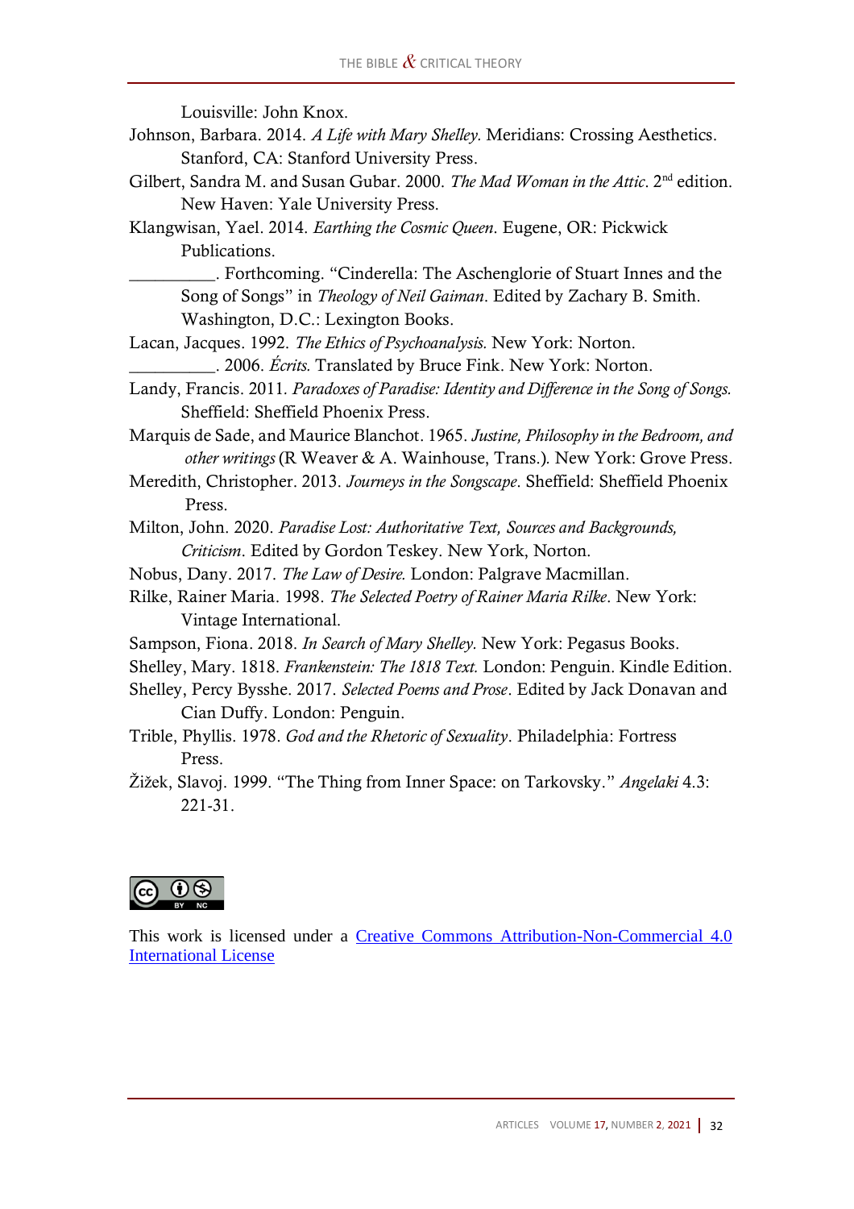Louisville: John Knox.

Johnson, Barbara. 2014. *A Life with Mary Shelley.* Meridians: Crossing Aesthetics. Stanford, CA: Stanford University Press.

Gilbert, Sandra M. and Susan Gubar. 2000. *The Mad Woman in the Attic*. 2nd edition. New Haven: Yale University Press.

Klangwisan, Yael. 2014. *Earthing the Cosmic Queen*. Eugene, OR: Pickwick Publications.

__________. Forthcoming. "Cinderella: The Aschenglorie of Stuart Innes and the Song of Songs" in *Theology of Neil Gaiman*. Edited by Zachary B. Smith. Washington, D.C.: Lexington Books.

Lacan, Jacques. 1992. *The Ethics of Psychoanalysis.* New York: Norton.

__________. 2006. *Écrits.* Translated by Bruce Fink. New York: Norton.

Landy, Francis. 2011. *Paradoxes of Paradise: Identity and Difference in the Song of Songs.* Sheffield: Sheffield Phoenix Press.

Marquis de Sade, and Maurice Blanchot. 1965. *Justine, Philosophy in the Bedroom, and other writings* (R Weaver & A. Wainhouse, Trans.)*.* New York: Grove Press.

Meredith, Christopher. 2013. *Journeys in the Songscape*. Sheffield: Sheffield Phoenix Press.

Milton, John. 2020. *Paradise Lost: Authoritative Text, Sources and Backgrounds, Criticism*. Edited by Gordon Teskey. New York, Norton.

Nobus, Dany. 2017. *The Law of Desire.* London: Palgrave Macmillan.

Rilke, Rainer Maria. 1998. *The Selected Poetry of Rainer Maria Rilke*. New York: Vintage International.

Sampson, Fiona. 2018. *In Search of Mary Shelley.* New York: Pegasus Books.

Shelley, Mary. 1818. *Frankenstein: The 1818 Text.* London: Penguin. Kindle Edition.

Shelley, Percy Bysshe. 2017. *Selected Poems and Prose*. Edited by Jack Donavan and Cian Duffy. London: Penguin.

Trible, Phyllis. 1978. *God and the Rhetoric of Sexuality*. Philadelphia: Fortress Press.

Žižek, Slavoj. 1999. "The Thing from Inner Space: on Tarkovsky." *Angelaki* 4.3: 221-31.

This work is licensed under a [Creative Commons Attribution-Non-Commercial 4.0 International License]()